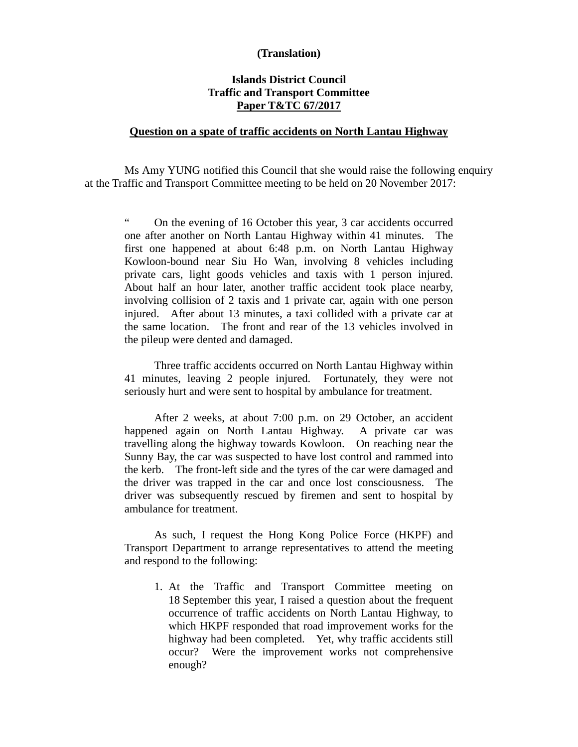**(Translation)**

**Islands District Council**
**Traffic and Transport Committee**
**Paper T&TC 67/2017**

**Question on a spate of traffic accidents on North Lantau Highway**

Ms Amy YUNG notified this Council that she would raise the following enquiry at the Traffic and Transport Committee meeting to be held on 20 November 2017:

> " On the evening of 16 October this year, 3 car accidents occurred one after another on North Lantau Highway within 41 minutes. The first one happened at about 6:48 p.m. on North Lantau Highway Kowloon-bound near Siu Ho Wan, involving 8 vehicles including private cars, light goods vehicles and taxis with 1 person injured. About half an hour later, another traffic accident took place nearby, involving collision of 2 taxis and 1 private car, again with one person injured. After about 13 minutes, a taxi collided with a private car at the same location. The front and rear of the 13 vehicles involved in the pileup were dented and damaged.
>
> Three traffic accidents occurred on North Lantau Highway within 41 minutes, leaving 2 people injured. Fortunately, they were not seriously hurt and were sent to hospital by ambulance for treatment.
>
> After 2 weeks, at about 7:00 p.m. on 29 October, an accident happened again on North Lantau Highway. A private car was travelling along the highway towards Kowloon. On reaching near the Sunny Bay, the car was suspected to have lost control and rammed into the kerb. The front-left side and the tyres of the car were damaged and the driver was trapped in the car and once lost consciousness. The driver was subsequently rescued by firemen and sent to hospital by ambulance for treatment.
>
> As such, I request the Hong Kong Police Force (HKPF) and Transport Department to arrange representatives to attend the meeting and respond to the following:
>
> 1. At the Traffic and Transport Committee meeting on 18 September this year, I raised a question about the frequent occurrence of traffic accidents on North Lantau Highway, to which HKPF responded that road improvement works for the highway had been completed. Yet, why traffic accidents still occur? Were the improvement works not comprehensive enough?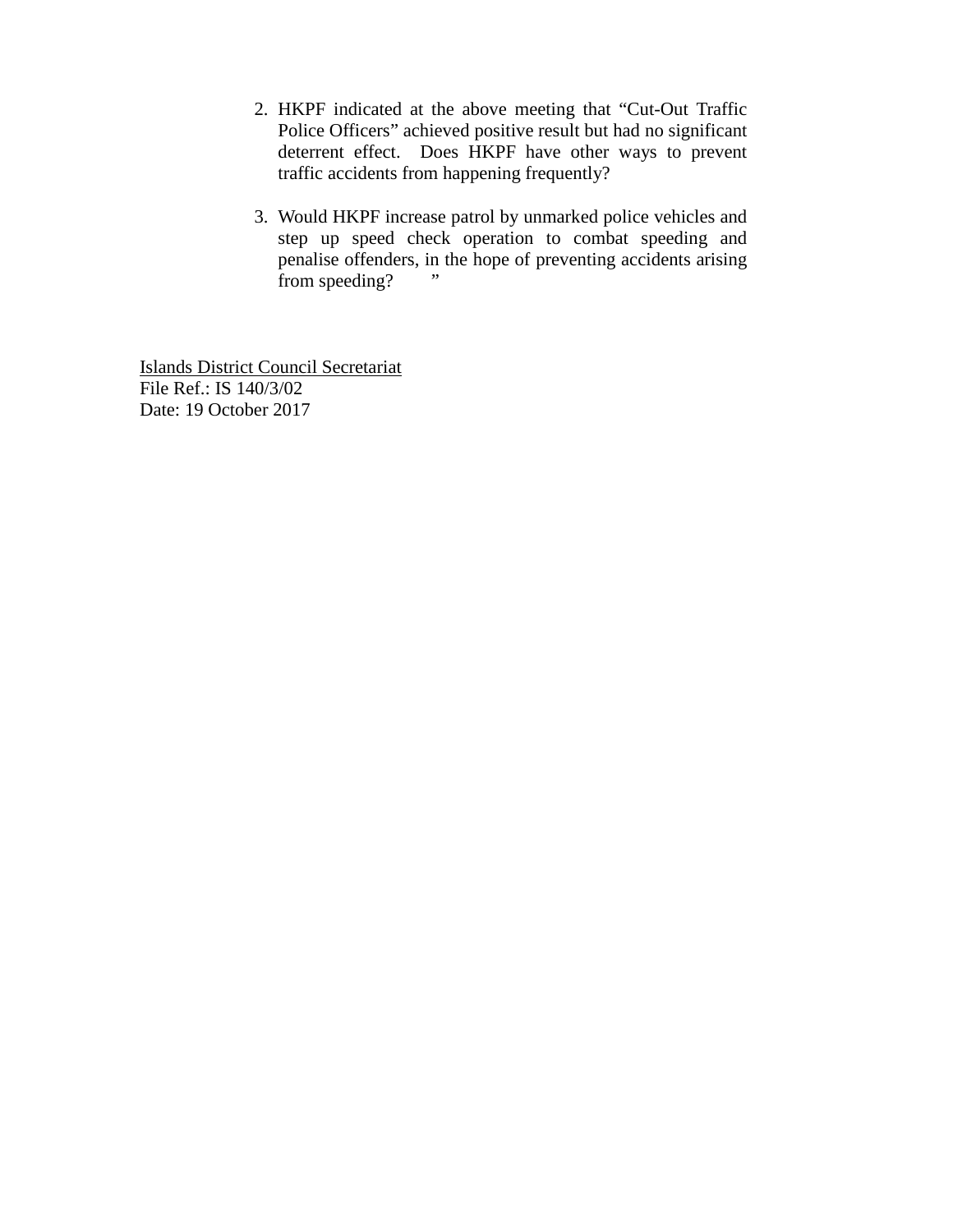2. HKPF indicated at the above meeting that "Cut-Out Traffic Police Officers" achieved positive result but had no significant deterrent effect. Does HKPF have other ways to prevent traffic accidents from happening frequently?

3. Would HKPF increase patrol by unmarked police vehicles and step up speed check operation to combat speeding and penalise offenders, in the hope of preventing accidents arising from speeding? "

Islands District Council Secretariat
File Ref.: IS 140/3/02
Date: 19 October 2017